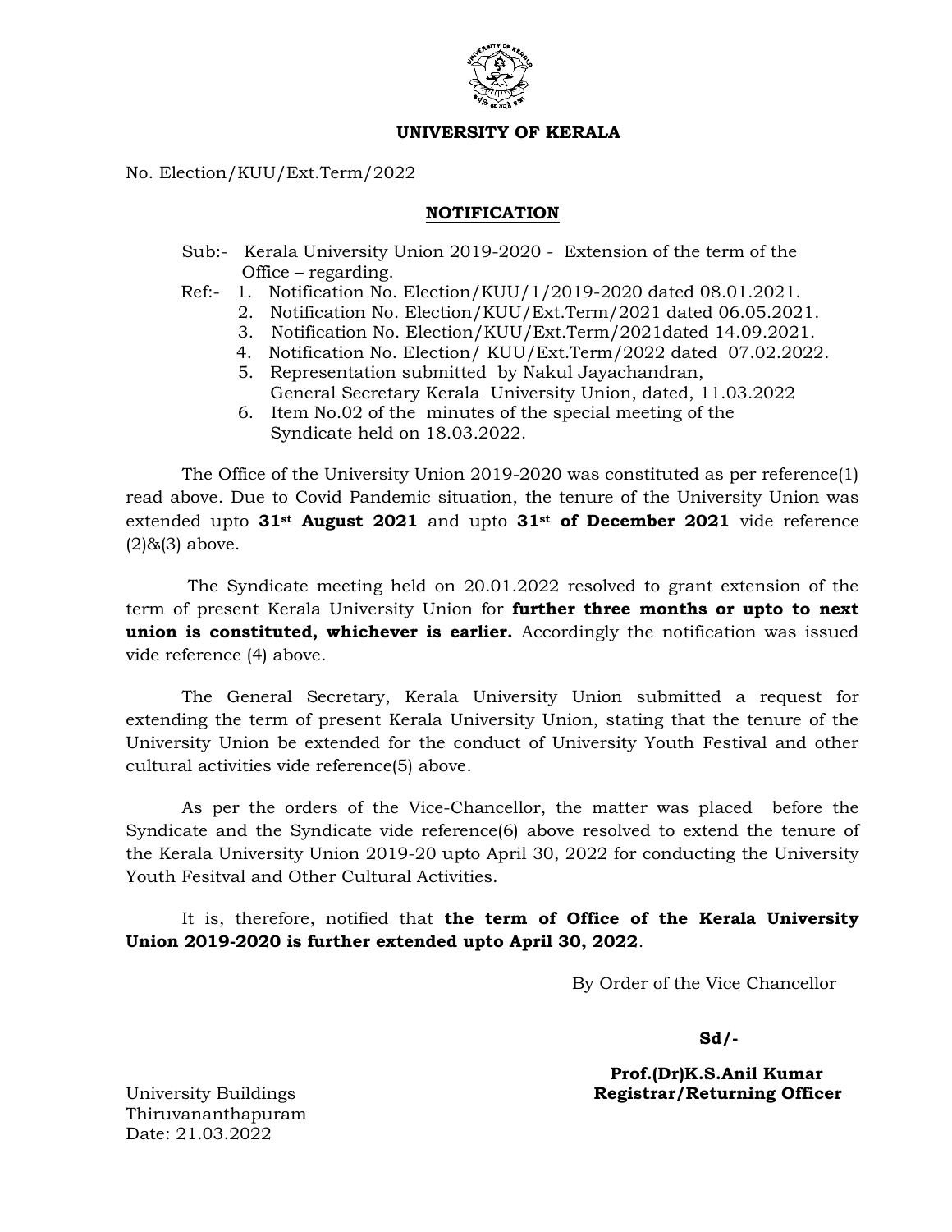**UNIVERSITY OF KERALA**

No. Election/KUU/Ext.Term/2022

**NOTIFICATION**

Sub:- Kerala University Union 2019-2020 - Extension of the term of the Office – regarding.

Ref:-
1. Notification No. Election/KUU/1/2019-2020 dated 08.01.2021.
2. Notification No. Election/KUU/Ext.Term/2021 dated 06.05.2021.
3. Notification No. Election/KUU/Ext.Term/2021dated 14.09.2021.
4. Notification No. Election/ KUU/Ext.Term/2022 dated 07.02.2022.
5. Representation submitted by Nakul Jayachandran, General Secretary Kerala University Union, dated, 11.03.2022
6. Item No.02 of the minutes of the special meeting of the Syndicate held on 18.03.2022.

The Office of the University Union 2019-2020 was constituted as per reference(1) read above. Due to Covid Pandemic situation, the tenure of the University Union was extended upto **31st August 2021** and upto **31st of December 2021** vide reference (2)&(3) above.

The Syndicate meeting held on 20.01.2022 resolved to grant extension of the term of present Kerala University Union for **further three months or upto to next union is constituted, whichever is earlier.** Accordingly the notification was issued vide reference (4) above.

The General Secretary, Kerala University Union submitted a request for extending the term of present Kerala University Union, stating that the tenure of the University Union be extended for the conduct of University Youth Festival and other cultural activities vide reference(5) above.

As per the orders of the Vice-Chancellor, the matter was placed before the Syndicate and the Syndicate vide reference(6) above resolved to extend the tenure of the Kerala University Union 2019-20 upto April 30, 2022 for conducting the University Youth Fesitval and Other Cultural Activities.

It is, therefore, notified that **the term of Office of the Kerala University Union 2019-2020 is further extended upto April 30, 2022**.

By Order of the Vice Chancellor

**Sd/-**

**Prof.(Dr)K.S.Anil Kumar**
**Registrar/Returning Officer**

University Buildings
Thiruvananthapuram
Date: 21.03.2022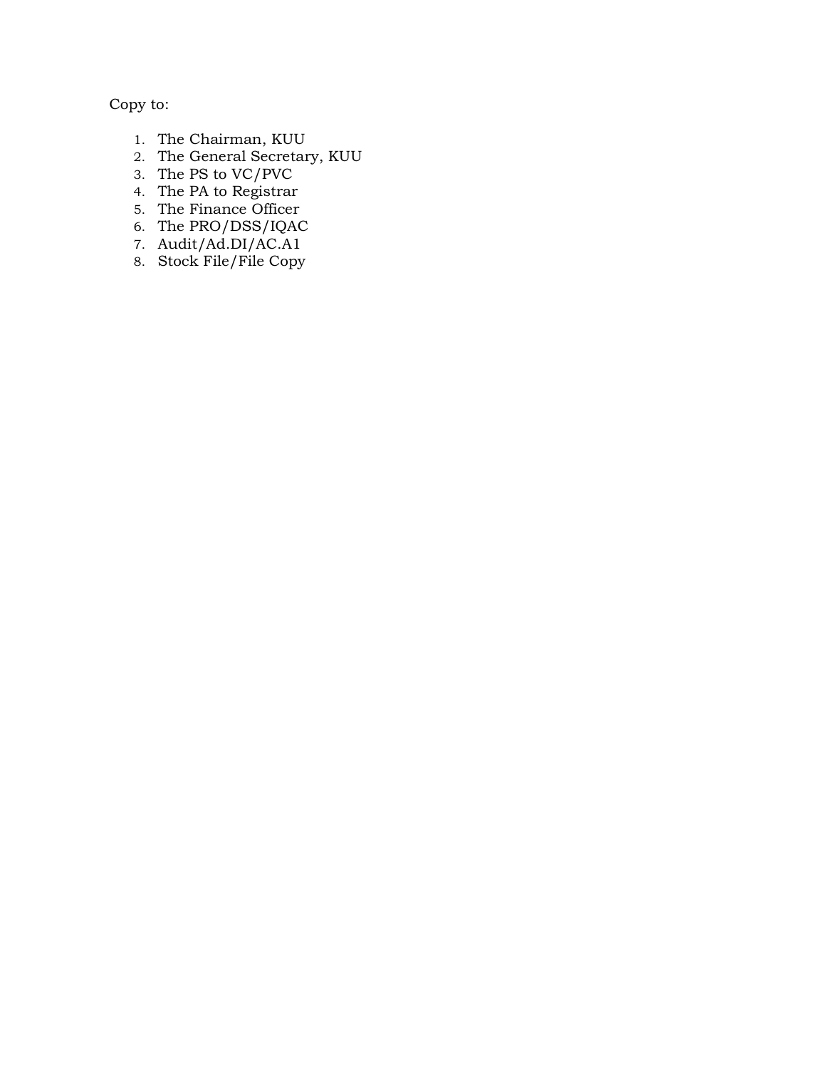Copy to:

1. The Chairman, KUU
2. The General Secretary, KUU
3. The PS to VC/PVC
4. The PA to Registrar
5. The Finance Officer
6. The PRO/DSS/IQAC
7. Audit/Ad.DI/AC.A1
8. Stock File/File Copy